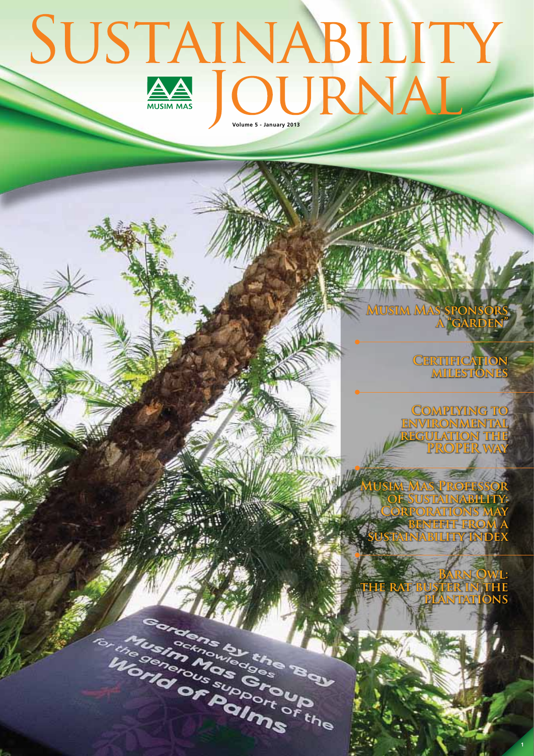# Sustainability Journal

MUSIM MAS

Volume 5 - January 2013

**Musim Mas sponsors a "Garden"**

**Certification milestones**

**Complying to environmental regulation the proper way**

**Musim Mas Professor of Sustainability: Corporations may benefit from a sustainability index**

**Barn Owl: the rat buster in the plantations**

Gardens by the Bay acknowledges Musim Mas Group for the generous support of the World of Palms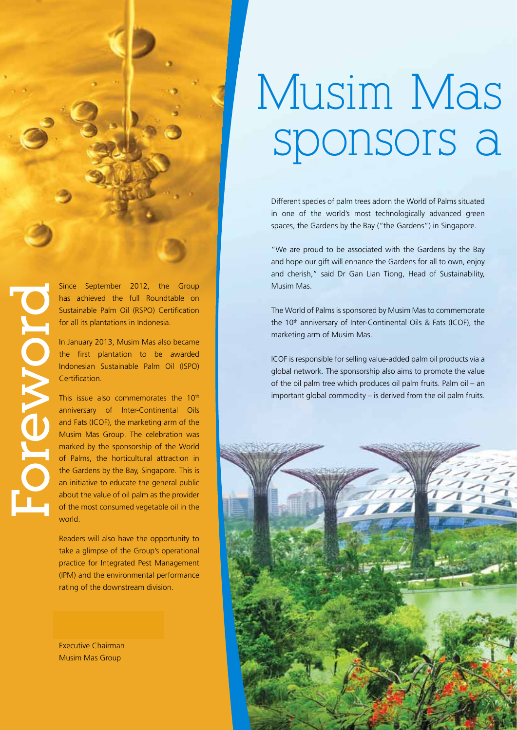# Foreword

Since September 2012, the Group has achieved the full Roundtable on Sustainable Palm Oil (RSPO) Certification for all its plantations in Indonesia.

In January 2013, Musim Mas also became the first plantation to be awarded Indonesian Sustainable Palm Oil (ISPO) Certification.

This issue also commemorates the 10th anniversary of Inter-Continental Oils and Fats (ICOF), the marketing arm of the Musim Mas Group. The celebration was marked by the sponsorship of the World of Palms, the horticultural attraction in the Gardens by the Bay, Singapore. This is an initiative to educate the general public about the value of oil palm as the provider of the most consumed vegetable oil in the world.

Readers will also have the opportunity to take a glimpse of the Group's operational practice for Integrated Pest Management (IPM) and the environmental performance rating of the downstream division.

Executive Chairman
Musim Mas Group

# Musim Mas sponsors a

Different species of palm trees adorn the World of Palms situated in one of the world's most technologically advanced green spaces, the Gardens by the Bay ("the Gardens") in Singapore.

"We are proud to be associated with the Gardens by the Bay and hope our gift will enhance the Gardens for all to own, enjoy and cherish," said Dr Gan Lian Tiong, Head of Sustainability, Musim Mas.

The World of Palms is sponsored by Musim Mas to commemorate the 10th anniversary of Inter-Continental Oils & Fats (ICOF), the marketing arm of Musim Mas.

ICOF is responsible for selling value-added palm oil products via a global network. The sponsorship also aims to promote the value of the oil palm tree which produces oil palm fruits. Palm oil – an important global commodity – is derived from the oil palm fruits.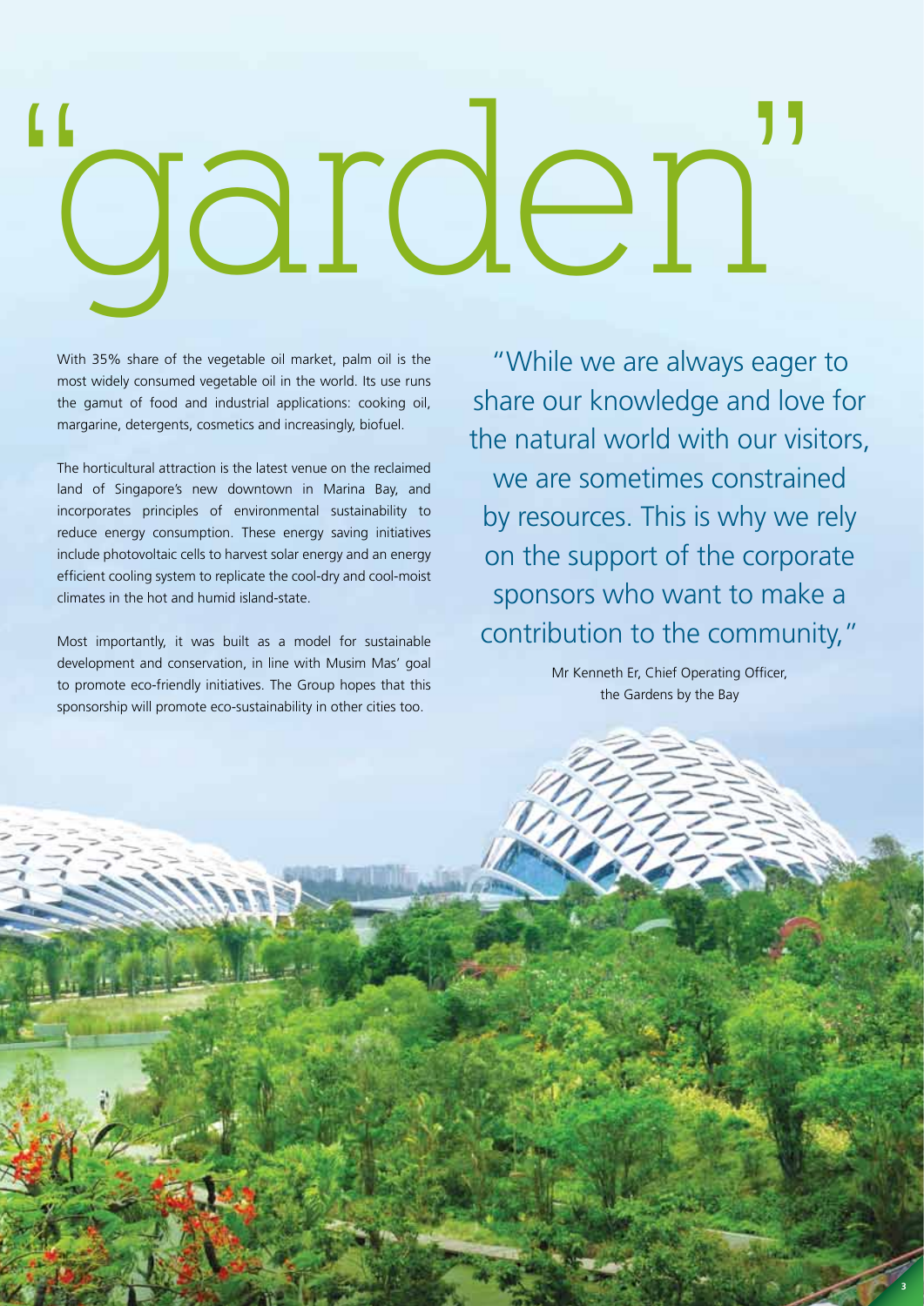# "garden"

With 35% share of the vegetable oil market, palm oil is the most widely consumed vegetable oil in the world. Its use runs the gamut of food and industrial applications: cooking oil, margarine, detergents, cosmetics and increasingly, biofuel.

The horticultural attraction is the latest venue on the reclaimed land of Singapore's new downtown in Marina Bay, and incorporates principles of environmental sustainability to reduce energy consumption. These energy saving initiatives include photovoltaic cells to harvest solar energy and an energy efficient cooling system to replicate the cool-dry and cool-moist climates in the hot and humid island-state.

Most importantly, it was built as a model for sustainable development and conservation, in line with Musim Mas' goal to promote eco-friendly initiatives. The Group hopes that this sponsorship will promote eco-sustainability in other cities too.

> "While we are always eager to share our knowledge and love for the natural world with our visitors, we are sometimes constrained by resources. This is why we rely on the support of the corporate sponsors who want to make a contribution to the community,"
>
> Mr Kenneth Er, Chief Operating Officer, the Gardens by the Bay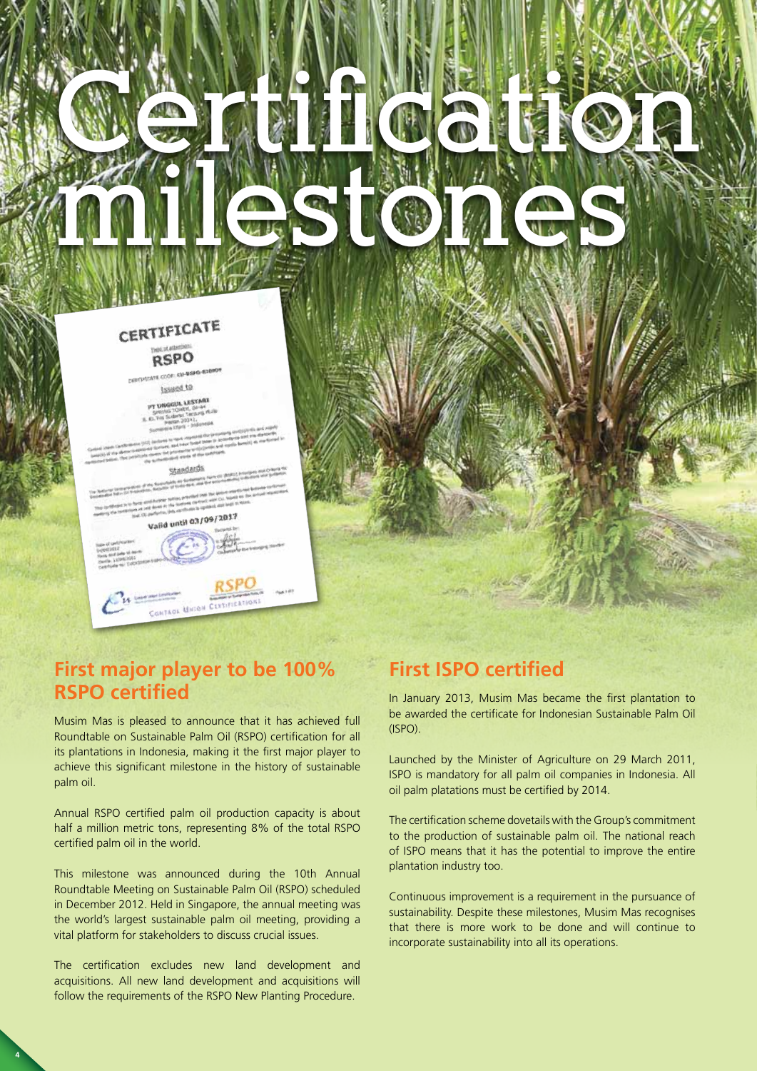# Certification milestones

## First major player to be 100% RSPO certified

Musim Mas is pleased to announce that it has achieved full Roundtable on Sustainable Palm Oil (RSPO) certification for all its plantations in Indonesia, making it the first major player to achieve this significant milestone in the history of sustainable palm oil.

Annual RSPO certified palm oil production capacity is about half a million metric tons, representing 8% of the total RSPO certified palm oil in the world.

This milestone was announced during the 10th Annual Roundtable Meeting on Sustainable Palm Oil (RSPO) scheduled in December 2012. Held in Singapore, the annual meeting was the world's largest sustainable palm oil meeting, providing a vital platform for stakeholders to discuss crucial issues.

The certification excludes new land development and acquisitions. All new land development and acquisitions will follow the requirements of the RSPO New Planting Procedure.

## First ISPO certified

In January 2013, Musim Mas became the first plantation to be awarded the certificate for Indonesian Sustainable Palm Oil (ISPO).

Launched by the Minister of Agriculture on 29 March 2011, ISPO is mandatory for all palm oil companies in Indonesia. All oil palm platations must be certified by 2014.

The certification scheme dovetails with the Group's commitment to the production of sustainable palm oil. The national reach of ISPO means that it has the potential to improve the entire plantation industry too.

Continuous improvement is a requirement in the pursuance of sustainability. Despite these milestones, Musim Mas recognises that there is more work to be done and will continue to incorporate sustainability into all its operations.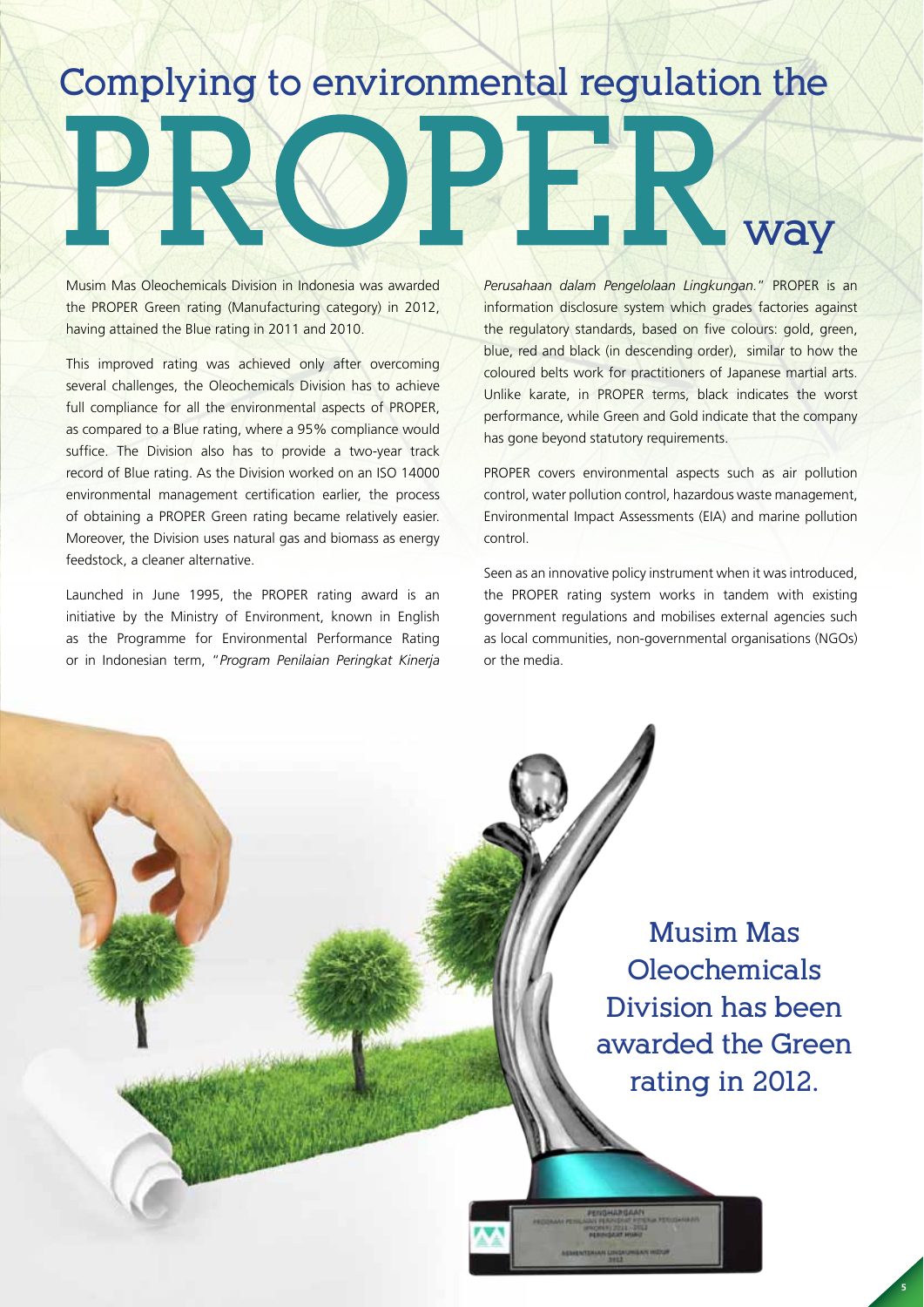# Complying to environmental regulation the PROPER way

Musim Mas Oleochemicals Division in Indonesia was awarded the PROPER Green rating (Manufacturing category) in 2012, having attained the Blue rating in 2011 and 2010.

This improved rating was achieved only after overcoming several challenges, the Oleochemicals Division has to achieve full compliance for all the environmental aspects of PROPER, as compared to a Blue rating, where a 95% compliance would suffice. The Division also has to provide a two-year track record of Blue rating. As the Division worked on an ISO 14000 environmental management certification earlier, the process of obtaining a PROPER Green rating became relatively easier. Moreover, the Division uses natural gas and biomass as energy feedstock, a cleaner alternative.

Launched in June 1995, the PROPER rating award is an initiative by the Ministry of Environment, known in English as the Programme for Environmental Performance Rating or in Indonesian term, "*Program Penilaian Peringkat Kinerja Perusahaan dalam Pengelolaan Lingkungan.*" PROPER is an information disclosure system which grades factories against the regulatory standards, based on five colours: gold, green, blue, red and black (in descending order), similar to how the coloured belts work for practitioners of Japanese martial arts. Unlike karate, in PROPER terms, black indicates the worst performance, while Green and Gold indicate that the company has gone beyond statutory requirements.

PROPER covers environmental aspects such as air pollution control, water pollution control, hazardous waste management, Environmental Impact Assessments (EIA) and marine pollution control.

Seen as an innovative policy instrument when it was introduced, the PROPER rating system works in tandem with existing government regulations and mobilises external agencies such as local communities, non-governmental organisations (NGOs) or the media.

Musim Mas Oleochemicals Division has been awarded the Green rating in 2012.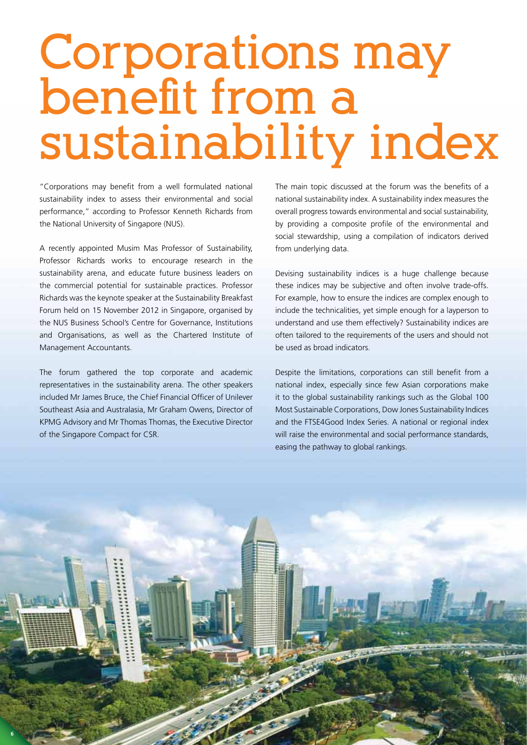# Corporations may benefit from a sustainability index

"Corporations may benefit from a well formulated national sustainability index to assess their environmental and social performance," according to Professor Kenneth Richards from the National University of Singapore (NUS).

A recently appointed Musim Mas Professor of Sustainability, Professor Richards works to encourage research in the sustainability arena, and educate future business leaders on the commercial potential for sustainable practices. Professor Richards was the keynote speaker at the Sustainability Breakfast Forum held on 15 November 2012 in Singapore, organised by the NUS Business School's Centre for Governance, Institutions and Organisations, as well as the Chartered Institute of Management Accountants.

The forum gathered the top corporate and academic representatives in the sustainability arena. The other speakers included Mr James Bruce, the Chief Financial Officer of Unilever Southeast Asia and Australasia, Mr Graham Owens, Director of KPMG Advisory and Mr Thomas Thomas, the Executive Director of the Singapore Compact for CSR.

The main topic discussed at the forum was the benefits of a national sustainability index. A sustainability index measures the overall progress towards environmental and social sustainability, by providing a composite profile of the environmental and social stewardship, using a compilation of indicators derived from underlying data.

Devising sustainability indices is a huge challenge because these indices may be subjective and often involve trade-offs. For example, how to ensure the indices are complex enough to include the technicalities, yet simple enough for a layperson to understand and use them effectively? Sustainability indices are often tailored to the requirements of the users and should not be used as broad indicators.

Despite the limitations, corporations can still benefit from a national index, especially since few Asian corporations make it to the global sustainability rankings such as the Global 100 Most Sustainable Corporations, Dow Jones Sustainability Indices and the FTSE4Good Index Series. A national or regional index will raise the environmental and social performance standards, easing the pathway to global rankings.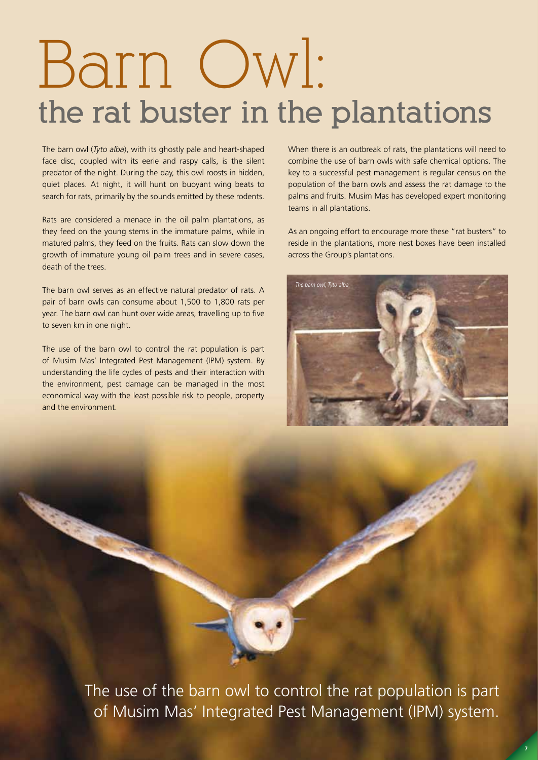# Barn Owl:
## the rat buster in the plantations

The barn owl (*Tyto alba*), with its ghostly pale and heart-shaped face disc, coupled with its eerie and raspy calls, is the silent predator of the night. During the day, this owl roosts in hidden, quiet places. At night, it will hunt on buoyant wing beats to search for rats, primarily by the sounds emitted by these rodents.

Rats are considered a menace in the oil palm plantations, as they feed on the young stems in the immature palms, while in matured palms, they feed on the fruits. Rats can slow down the growth of immature young oil palm trees and in severe cases, death of the trees.

The barn owl serves as an effective natural predator of rats. A pair of barn owls can consume about 1,500 to 1,800 rats per year. The barn owl can hunt over wide areas, travelling up to five to seven km in one night.

The use of the barn owl to control the rat population is part of Musim Mas' Integrated Pest Management (IPM) system. By understanding the life cycles of pests and their interaction with the environment, pest damage can be managed in the most economical way with the least possible risk to people, property and the environment.

When there is an outbreak of rats, the plantations will need to combine the use of barn owls with safe chemical options. The key to a successful pest management is regular census on the population of the barn owls and assess the rat damage to the palms and fruits. Musim Mas has developed expert monitoring teams in all plantations.

As an ongoing effort to encourage more these "rat busters" to reside in the plantations, more nest boxes have been installed across the Group's plantations.

*The barn owl, Tyto alba*

The use of the barn owl to control the rat population is part of Musim Mas' Integrated Pest Management (IPM) system.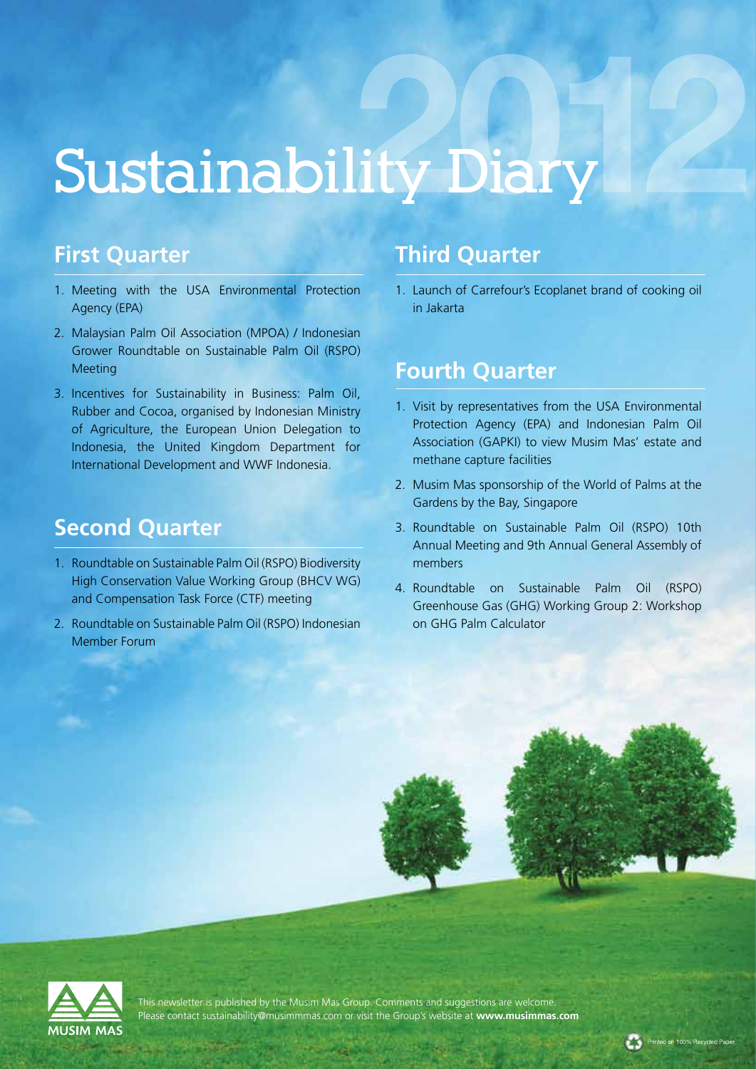# Sustainability Diary 2012

## First Quarter

1. Meeting with the USA Environmental Protection Agency (EPA)
2. Malaysian Palm Oil Association (MPOA) / Indonesian Grower Roundtable on Sustainable Palm Oil (RSPO) Meeting
3. Incentives for Sustainability in Business: Palm Oil, Rubber and Cocoa, organised by Indonesian Ministry of Agriculture, the European Union Delegation to Indonesia, the United Kingdom Department for International Development and WWF Indonesia.

## Second Quarter

1. Roundtable on Sustainable Palm Oil (RSPO) Biodiversity High Conservation Value Working Group (BHCV WG) and Compensation Task Force (CTF) meeting
2. Roundtable on Sustainable Palm Oil (RSPO) Indonesian Member Forum

## Third Quarter

1. Launch of Carrefour's Ecoplanet brand of cooking oil in Jakarta

## Fourth Quarter

1. Visit by representatives from the USA Environmental Protection Agency (EPA) and Indonesian Palm Oil Association (GAPKI) to view Musim Mas' estate and methane capture facilities
2. Musim Mas sponsorship of the World of Palms at the Gardens by the Bay, Singapore
3. Roundtable on Sustainable Palm Oil (RSPO) 10th Annual Meeting and 9th Annual General Assembly of members
4. Roundtable on Sustainable Palm Oil (RSPO) Greenhouse Gas (GHG) Working Group 2: Workshop on GHG Palm Calculator

MUSIM MAS

This newsletter is published by the Musim Mas Group. Comments and suggestions are welcome. Please contact sustainability@musimmmas.com or visit the Group's website at **www.musimmas.com**

Printed on 100% Recycled Paper